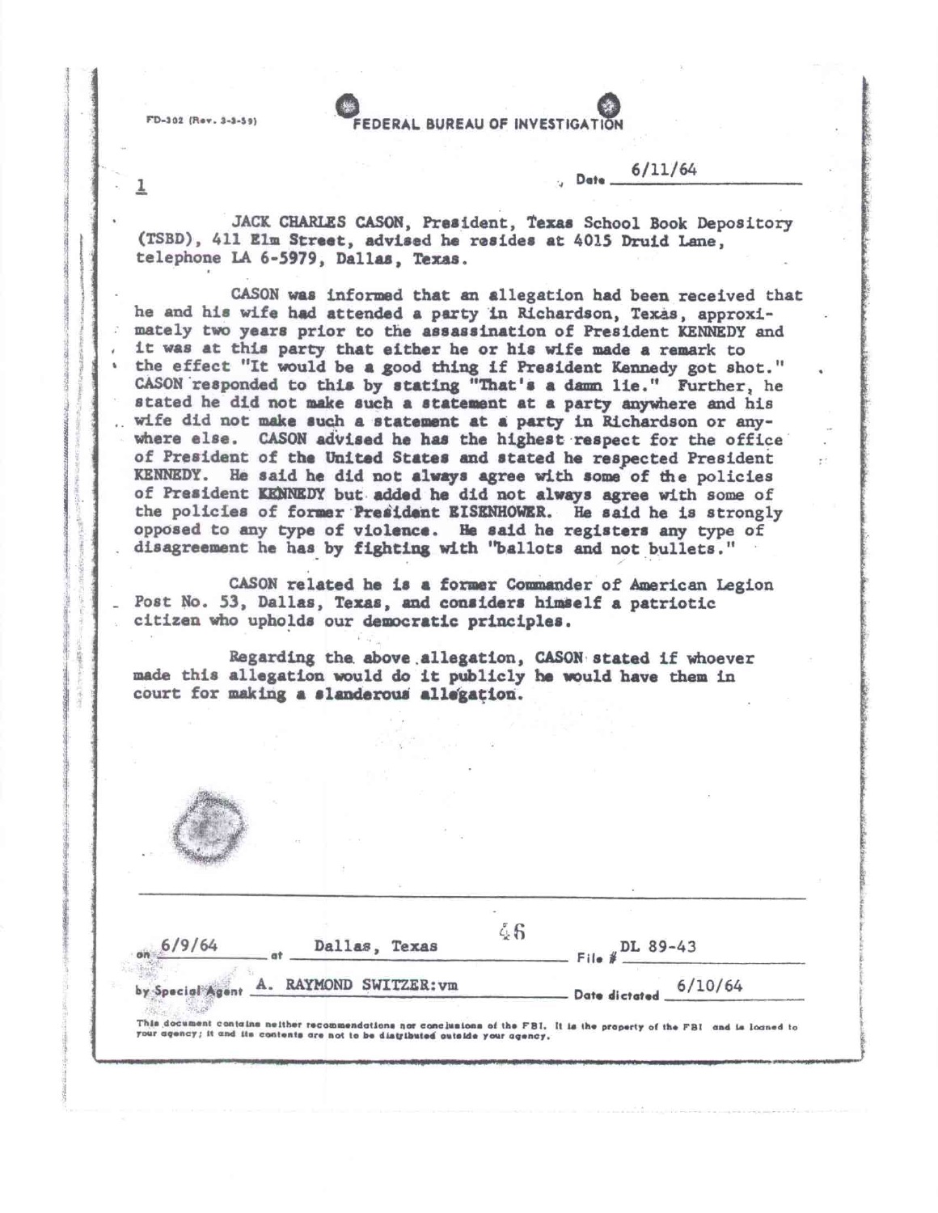FD-302 (Rev. 3-3-59)

# FEDERAL BUREAU OF INVESTIGATION

1

Date 6/11/64

JACK CHARLES CASON, President, Texas School Book Depository (TSBD), 411 Elm Street, advised he resides at 4015 Druid Lane, telephone LA 6-5979, Dallas, Texas.

CASON was informed that an allegation had been received that he and his wife had attended a party in Richardson, Texas, approximately two years prior to the assassination of President KENNEDY and it was at this party that either he or his wife made a remark to the effect "It would be a good thing if President Kennedy got shot." CASON responded to this by stating "That's a damn lie." Further, he stated he did not make such a statement at a party anywhere and his wife did not make such a statement at a party in Richardson or anywhere else. CASON advised he has the highest respect for the office of President of the United States and stated he respected President KENNEDY. He said he did not always agree with some of the policies of President KENNEDY but added he did not always agree with some of the policies of former President EISENHOWER. He said he is strongly opposed to any type of violence. He said he registers any type of disagreement he has by fighting with "ballots and not bullets."

CASON related he is a former Commander of American Legion Post No. 53, Dallas, Texas, and considers himself a patriotic citizen who upholds our democratic principles.

Regarding the above allegation, CASON stated if whoever made this allegation would do it publicly he would have them in court for making a slanderous allegation.

46

on 6/9/64 at Dallas, Texas File # DL 89-43

by Special Agent A. RAYMOND SWITZER:vm Date dictated 6/10/64

This document contains neither recommendations nor conclusions of the FBI. It is the property of the FBI and is loaned to your agency; it and its contents are not to be distributed outside your agency.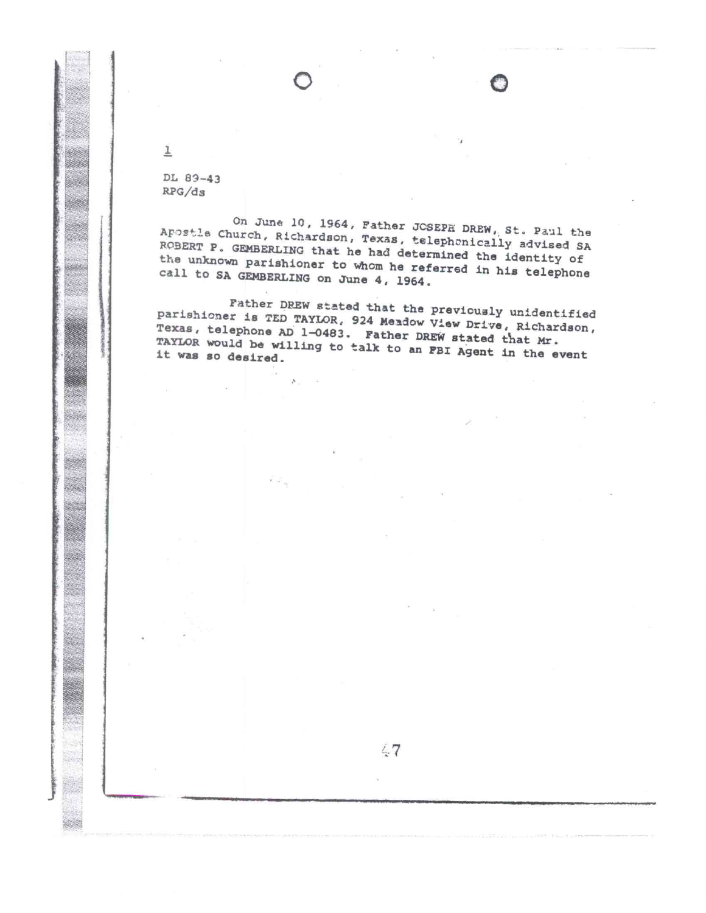1

DL 89-43
RPG/ds

On June 10, 1964, Father JOSEPH DREW, St. Paul the Apostle Church, Richardson, Texas, telephonically advised SA ROBERT P. GEMBERLING that he had determined the identity of the unknown parishioner to whom he referred in his telephone call to SA GEMBERLING on June 4, 1964.

Father DREW stated that the previously unidentified parishioner is TED TAYLOR, 924 Meadow View Drive, Richardson, Texas, telephone AD 1-0483. Father DREW stated that Mr. TAYLOR would be willing to talk to an FBI Agent in the event it was so desired.